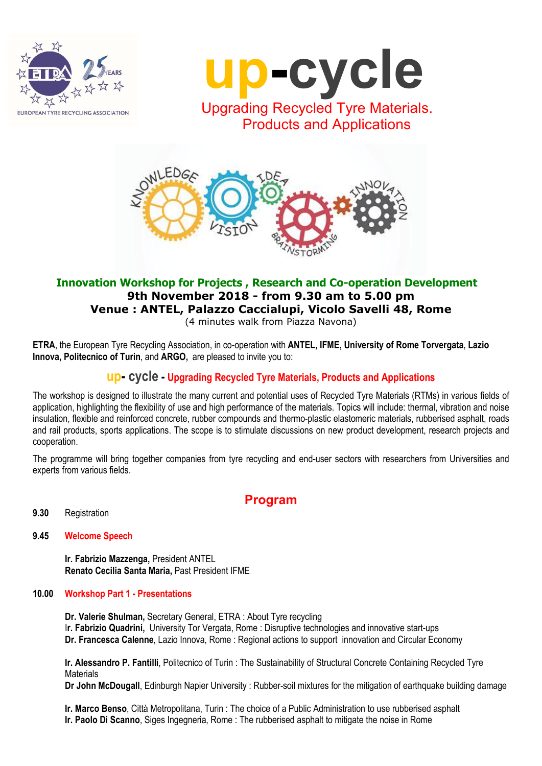# up-cycle

## Upgrading Recycled Tyre Materials. Products and Applications

**Innovation Workshop for Projects , Research and Co-operation Development**

**9th November 2018 - from 9.30 am to 5.00 pm**

**Venue : ANTEL, Palazzo Caccialupi, Vicolo Savelli 48, Rome**

(4 minutes walk from Piazza Navona)

**ETRA**, the European Tyre Recycling Association, in co-operation with **ANTEL, IFME, University of Rome Torvergata**, **Lazio Innova, Politecnico of Turin**, and **ARGO,** are pleased to invite you to:

### up- cycle - Upgrading Recycled Tyre Materials, Products and Applications

The workshop is designed to illustrate the many current and potential uses of Recycled Tyre Materials (RTMs) in various fields of application, highlighting the flexibility of use and high performance of the materials. Topics will include: thermal, vibration and noise insulation, flexible and reinforced concrete, rubber compounds and thermo-plastic elastomeric materials, rubberised asphalt, roads and rail products, sports applications. The scope is to stimulate discussions on new product development, research projects and cooperation.

The programme will bring together companies from tyre recycling and end-user sectors with researchers from Universities and experts from various fields.

## Program

**9.30** Registration

**9.45** **Welcome Speech**

**Ir. Fabrizio Mazzenga,** President ANTEL
**Renato Cecilia Santa Maria,** Past President IFME

**10.00** **Workshop Part 1 - Presentations**

**Dr. Valerie Shulman,** Secretary General, ETRA : About Tyre recycling
I**r. Fabrizio Quadrini,** University Tor Vergata, Rome : Disruptive technologies and innovative start-ups
**Dr. Francesca Calenne**, Lazio Innova, Rome : Regional actions to support innovation and Circular Economy

**Ir. Alessandro P. Fantilli**, Politecnico of Turin : The Sustainability of Structural Concrete Containing Recycled Tyre Materials
**Dr John McDougall**, Edinburgh Napier University : Rubber-soil mixtures for the mitigation of earthquake building damage

**Ir. Marco Benso**, Città Metropolitana, Turin : The choice of a Public Administration to use rubberised asphalt
**Ir. Paolo Di Scanno**, Siges Ingegneria, Rome : The rubberised asphalt to mitigate the noise in Rome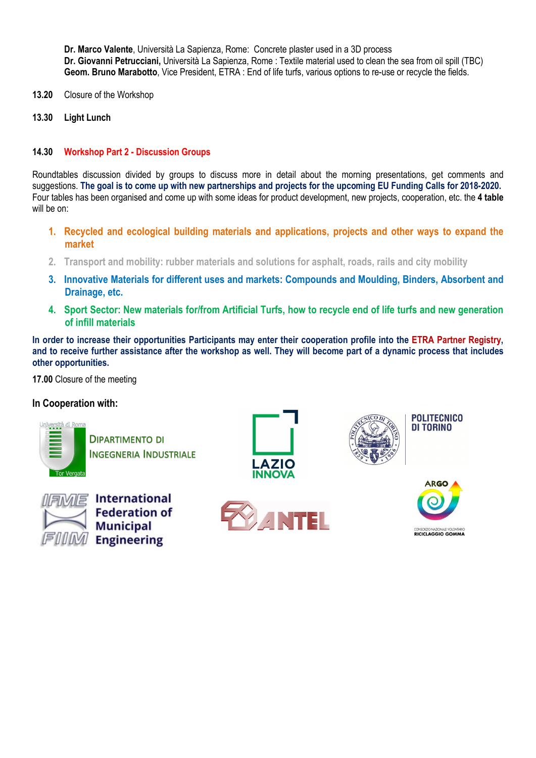**Dr. Marco Valente**, Università La Sapienza, Rome: Concrete plaster used in a 3D process
**Dr. Giovanni Petrucciani,** Università La Sapienza, Rome : Textile material used to clean the sea from oil spill (TBC)
**Geom. Bruno Marabotto**, Vice President, ETRA : End of life turfs, various options to re-use or recycle the fields.

**13.20** Closure of the Workshop

**13.30** **Light Lunch**

**14.30** **Workshop Part 2 - Discussion Groups**

Roundtables discussion divided by groups to discuss more in detail about the morning presentations, get comments and suggestions. **The goal is to come up with new partnerships and projects for the upcoming EU Funding Calls for 2018-2020.** Four tables has been organised and come up with some ideas for product development, new projects, cooperation, etc. the **4 table** will be on:

1. **Recycled and ecological building materials and applications, projects and other ways to expand the market**
2. **Transport and mobility: rubber materials and solutions for asphalt, roads, rails and city mobility**
3. **Innovative Materials for different uses and markets: Compounds and Moulding, Binders, Absorbent and Drainage, etc.**
4. **Sport Sector: New materials for/from Artificial Turfs, how to recycle end of life turfs and new generation of infill materials**

**In order to increase their opportunities Participants may enter their cooperation profile into the ETRA Partner Registry, and to receive further assistance after the workshop as well. They will become part of a dynamic process that includes other opportunities.**

**17.00** Closure of the meeting

**In Cooperation with:**

Università di Roma Tor Vergata – Dipartimento di Ingegneria Industriale

Lazio Innova

Politecnico di Torino

International Federation of Municipal Engineering (IFME / FIIM)

ANTEL

ARGO – Consorzio Nazionale Volontario Riciclaggio Gomma